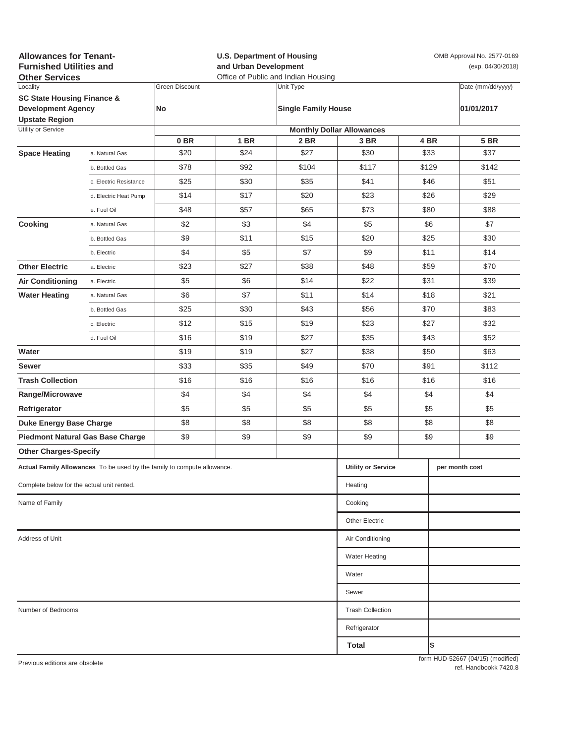**Allowances for Tenant-Furnished Utilities and Other Services**

**U.S. Department of Housing and Urban Development**
Office of Public and Indian Housing

OMB Approval No. 2577-0169
(exp. 04/30/2018)

| Locality | Green Discount | Unit Type | Date (mm/dd/yyyy) |
|---|---|---|---|
| **SC State Housing Finance & Development Agency Upstate Region** | **No** | **Single Family House** | **01/01/2017** |

| Utility or Service | | Monthly Dollar Allowances | | | | | |
|---|---|---|---|---|---|---|---|
| | | **0 BR** | **1 BR** | **2 BR** | **3 BR** | **4 BR** | **5 BR** |
| **Space Heating** | a. Natural Gas | $20 | $24 | $27 | $30 | $33 | $37 |
| | b. Bottled Gas | $78 | $92 | $104 | $117 | $129 | $142 |
| | c. Electric Resistance | $25 | $30 | $35 | $41 | $46 | $51 |
| | d. Electric Heat Pump | $14 | $17 | $20 | $23 | $26 | $29 |
| | e. Fuel Oil | $48 | $57 | $65 | $73 | $80 | $88 |
| **Cooking** | a. Natural Gas | $2 | $3 | $4 | $5 | $6 | $7 |
| | b. Bottled Gas | $9 | $11 | $15 | $20 | $25 | $30 |
| | b. Electric | $4 | $5 | $7 | $9 | $11 | $14 |
| **Other Electric** | a. Electric | $23 | $27 | $38 | $48 | $59 | $70 |
| **Air Conditioning** | a. Electric | $5 | $6 | $14 | $22 | $31 | $39 |
| **Water Heating** | a. Natural Gas | $6 | $7 | $11 | $14 | $18 | $21 |
| | b. Bottled Gas | $25 | $30 | $43 | $56 | $70 | $83 |
| | c. Electric | $12 | $15 | $19 | $23 | $27 | $32 |
| | d. Fuel Oil | $16 | $19 | $27 | $35 | $43 | $52 |
| **Water** | | $19 | $19 | $27 | $38 | $50 | $63 |
| **Sewer** | | $33 | $35 | $49 | $70 | $91 | $112 |
| **Trash Collection** | | $16 | $16 | $16 | $16 | $16 | $16 |
| **Range/Microwave** | | $4 | $4 | $4 | $4 | $4 | $4 |
| **Refrigerator** | | $5 | $5 | $5 | $5 | $5 | $5 |
| **Duke Energy Base Charge** | | $8 | $8 | $8 | $8 | $8 | $8 |
| **Piedmont Natural Gas Base Charge** | | $9 | $9 | $9 | $9 | $9 | $9 |
| **Other Charges-Specify** | | | | | | | |

**Actual Family Allowances** To be used by the family to compute allowance.

Complete below for the actual unit rented.

Name of Family

Address of Unit

Number of Bedrooms

| **Utility or Service** | **per month cost** |
|---|---|
| Heating | |
| Cooking | |
| Other Electric | |
| Air Conditioning | |
| Water Heating | |
| Water | |
| Sewer | |
| Trash Collection | |
| Refrigerator | |
| **Total** | **$** |

Previous editions are obsolete

form HUD-52667 (04/15) (modified)
ref. Handbookk 7420.8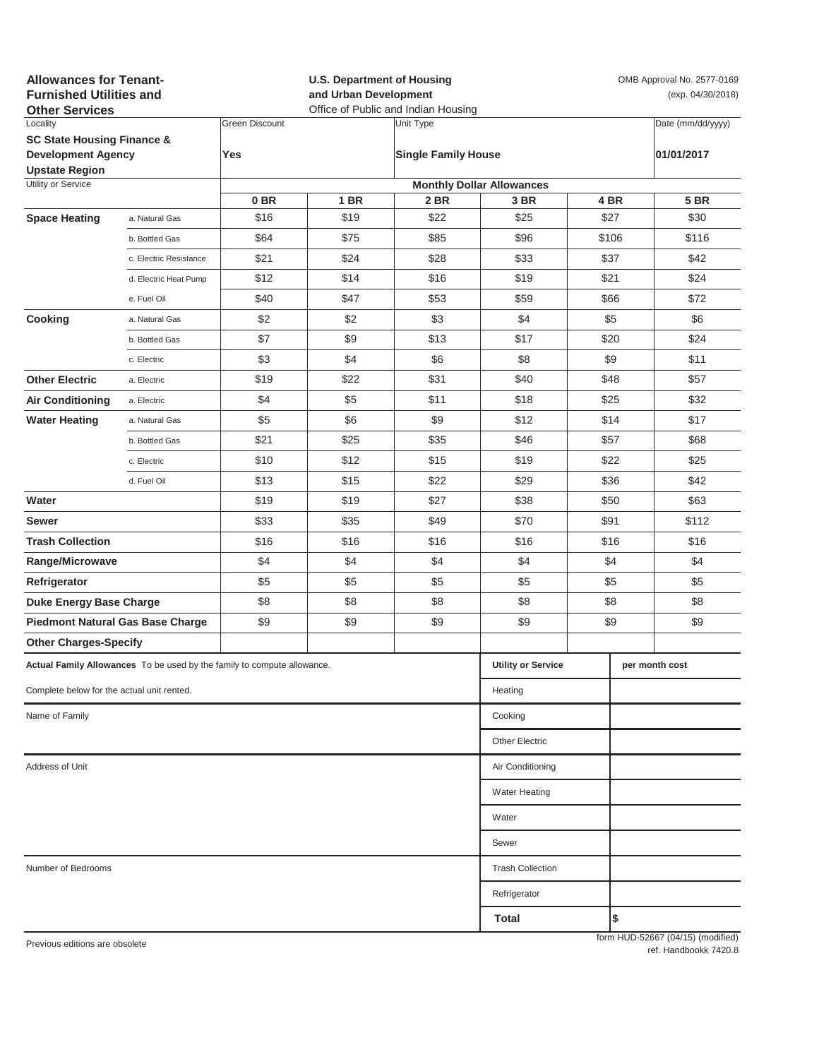**Allowances for Tenant-Furnished Utilities and Other Services**

**U.S. Department of Housing and Urban Development**
Office of Public and Indian Housing

OMB Approval No. 2577-0169
(exp. 04/30/2018)

| Locality | Green Discount | Unit Type | Date (mm/dd/yyyy) |
|---|---|---|---|
| **SC State Housing Finance & Development Agency Upstate Region** | **Yes** | **Single Family House** | **01/01/2017** |

| Utility or Service | | Monthly Dollar Allowances | | | | | |
|---|---|---|---|---|---|---|---|
| | | **0 BR** | **1 BR** | **2 BR** | **3 BR** | **4 BR** | **5 BR** |
| **Space Heating** | a. Natural Gas | $16 | $19 | $22 | $25 | $27 | $30 |
| | b. Bottled Gas | $64 | $75 | $85 | $96 | $106 | $116 |
| | c. Electric Resistance | $21 | $24 | $28 | $33 | $37 | $42 |
| | d. Electric Heat Pump | $12 | $14 | $16 | $19 | $21 | $24 |
| | e. Fuel Oil | $40 | $47 | $53 | $59 | $66 | $72 |
| **Cooking** | a. Natural Gas | $2 | $2 | $3 | $4 | $5 | $6 |
| | b. Bottled Gas | $7 | $9 | $13 | $17 | $20 | $24 |
| | c. Electric | $3 | $4 | $6 | $8 | $9 | $11 |
| **Other Electric** | a. Electric | $19 | $22 | $31 | $40 | $48 | $57 |
| **Air Conditioning** | a. Electric | $4 | $5 | $11 | $18 | $25 | $32 |
| **Water Heating** | a. Natural Gas | $5 | $6 | $9 | $12 | $14 | $17 |
| | b. Bottled Gas | $21 | $25 | $35 | $46 | $57 | $68 |
| | c. Electric | $10 | $12 | $15 | $19 | $22 | $25 |
| | d. Fuel Oil | $13 | $15 | $22 | $29 | $36 | $42 |
| **Water** | | $19 | $19 | $27 | $38 | $50 | $63 |
| **Sewer** | | $33 | $35 | $49 | $70 | $91 | $112 |
| **Trash Collection** | | $16 | $16 | $16 | $16 | $16 | $16 |
| **Range/Microwave** | | $4 | $4 | $4 | $4 | $4 | $4 |
| **Refrigerator** | | $5 | $5 | $5 | $5 | $5 | $5 |
| **Duke Energy Base Charge** | | $8 | $8 | $8 | $8 | $8 | $8 |
| **Piedmont Natural Gas Base Charge** | | $9 | $9 | $9 | $9 | $9 | $9 |
| **Other Charges-Specify** | | | | | | | |

**Actual Family Allowances** To be used by the family to compute allowance.

Complete below for the actual unit rented.

Name of Family

Address of Unit

Number of Bedrooms

| **Utility or Service** | **per month cost** |
|---|---|
| Heating | |
| Cooking | |
| Other Electric | |
| Air Conditioning | |
| Water Heating | |
| Water | |
| Sewer | |
| Trash Collection | |
| Refrigerator | |
| **Total** | **$** |

Previous editions are obsolete

form HUD-52667 (04/15) (modified)
ref. Handbookk 7420.8